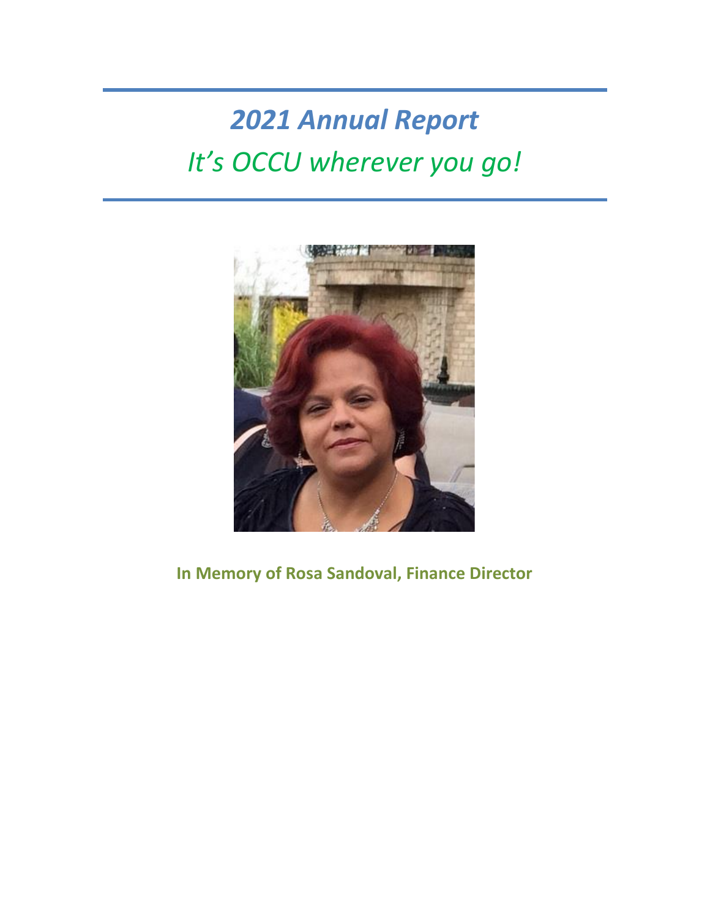# *2021 Annual Report*

## *It's OCCU wherever you go!*

**In Memory of Rosa Sandoval, Finance Director**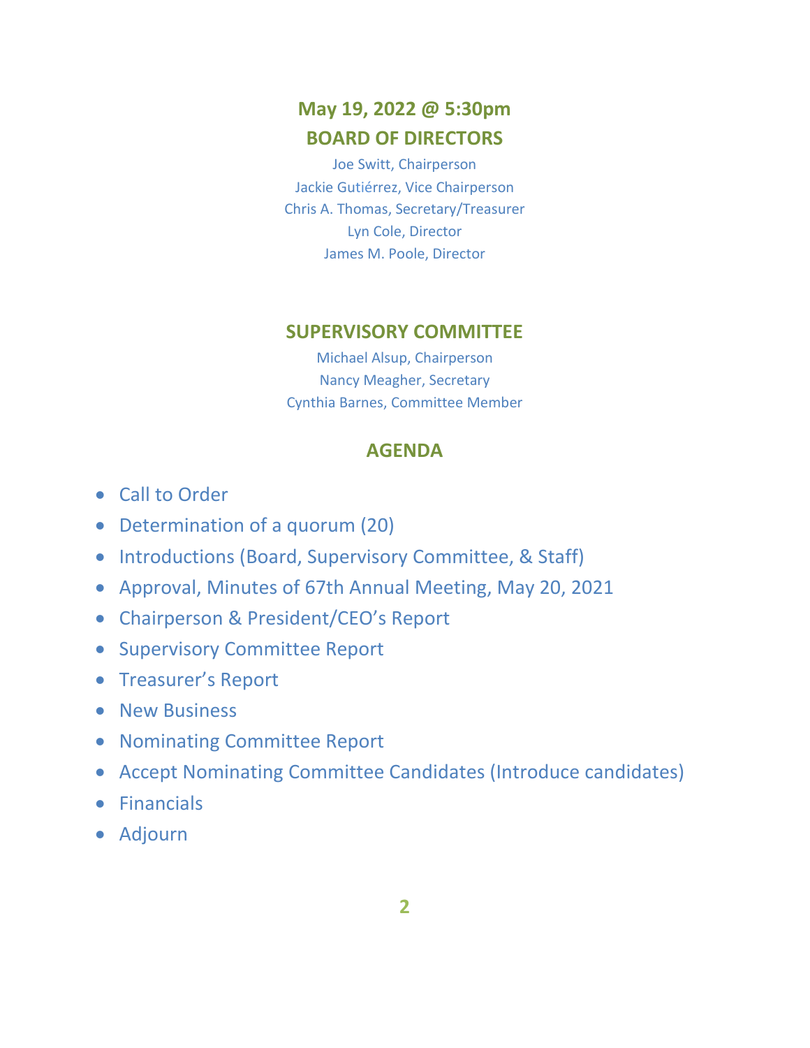## May 19, 2022 @ 5:30pm

## BOARD OF DIRECTORS

Joe Switt, Chairperson
Jackie Gutiérrez, Vice Chairperson
Chris A. Thomas, Secretary/Treasurer
Lyn Cole, Director
James M. Poole, Director

## SUPERVISORY COMMITTEE

Michael Alsup, Chairperson
Nancy Meagher, Secretary
Cynthia Barnes, Committee Member

## AGENDA

- Call to Order
- Determination of a quorum (20)
- Introductions (Board, Supervisory Committee, & Staff)
- Approval, Minutes of 67th Annual Meeting, May 20, 2021
- Chairperson & President/CEO's Report
- Supervisory Committee Report
- Treasurer's Report
- New Business
- Nominating Committee Report
- Accept Nominating Committee Candidates (Introduce candidates)
- Financials
- Adjourn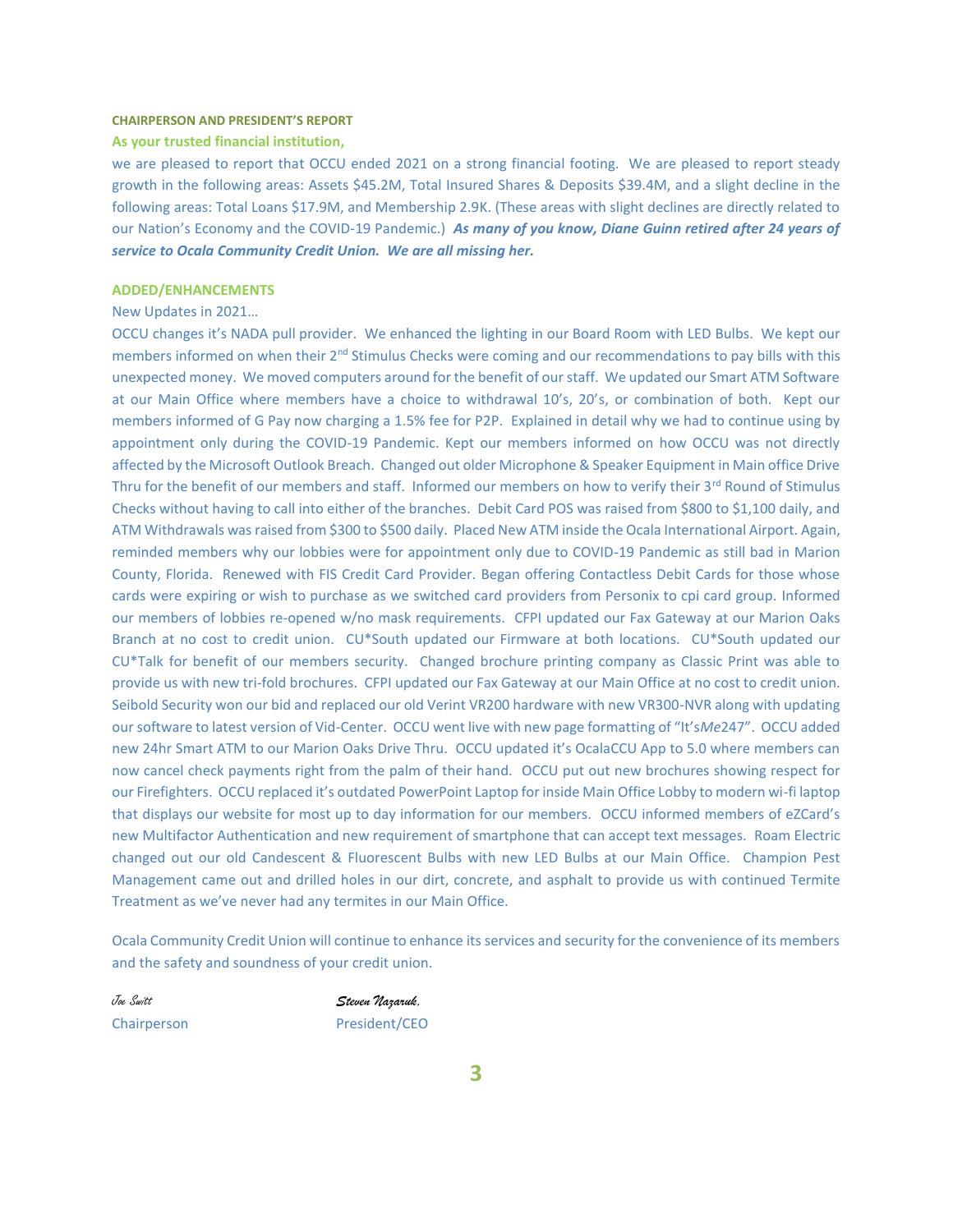## CHAIRPERSON AND PRESIDENT'S REPORT

**As your trusted financial institution,**

we are pleased to report that OCCU ended 2021 on a strong financial footing. We are pleased to report steady growth in the following areas: Assets $45.2M, Total Insured Shares & Deposits $39.4M, and a slight decline in the following areas: Total Loans $17.9M, and Membership 2.9K. (These areas with slight declines are directly related to our Nation's Economy and the COVID-19 Pandemic.) ***As many of you know, Diane Guinn retired after 24 years of service to Ocala Community Credit Union. We are all missing her.***

## ADDED/ENHANCEMENTS

New Updates in 2021…

OCCU changes it's NADA pull provider. We enhanced the lighting in our Board Room with LED Bulbs. We kept our members informed on when their 2nd Stimulus Checks were coming and our recommendations to pay bills with this unexpected money. We moved computers around for the benefit of our staff. We updated our Smart ATM Software at our Main Office where members have a choice to withdrawal 10's, 20's, or combination of both. Kept our members informed of G Pay now charging a 1.5% fee for P2P. Explained in detail why we had to continue using by appointment only during the COVID-19 Pandemic. Kept our members informed on how OCCU was not directly affected by the Microsoft Outlook Breach. Changed out older Microphone & Speaker Equipment in Main office Drive Thru for the benefit of our members and staff. Informed our members on how to verify their 3rd Round of Stimulus Checks without having to call into either of the branches. Debit Card POS was raised from $800 to $1,100 daily, and ATM Withdrawals was raised from $300 to $500 daily. Placed New ATM inside the Ocala International Airport. Again, reminded members why our lobbies were for appointment only due to COVID-19 Pandemic as still bad in Marion County, Florida. Renewed with FIS Credit Card Provider. Began offering Contactless Debit Cards for those whose cards were expiring or wish to purchase as we switched card providers from Personix to cpi card group. Informed our members of lobbies re-opened w/no mask requirements. CFPI updated our Fax Gateway at our Marion Oaks Branch at no cost to credit union. CU*South updated our Firmware at both locations. CU*South updated our CU*Talk for benefit of our members security. Changed brochure printing company as Classic Print was able to provide us with new tri-fold brochures. CFPI updated our Fax Gateway at our Main Office at no cost to credit union. Seibold Security won our bid and replaced our old Verint VR200 hardware with new VR300-NVR along with updating our software to latest version of Vid-Center. OCCU went live with new page formatting of "It's*Me*247". OCCU added new 24hr Smart ATM to our Marion Oaks Drive Thru. OCCU updated it's OcalaCCU App to 5.0 where members can now cancel check payments right from the palm of their hand. OCCU put out new brochures showing respect for our Firefighters. OCCU replaced it's outdated PowerPoint Laptop for inside Main Office Lobby to modern wi-fi laptop that displays our website for most up to day information for our members. OCCU informed members of eZCard's new Multifactor Authentication and new requirement of smartphone that can accept text messages. Roam Electric changed out our old Candescent & Fluorescent Bulbs with new LED Bulbs at our Main Office. Champion Pest Management came out and drilled holes in our dirt, concrete, and asphalt to provide us with continued Termite Treatment as we've never had any termites in our Main Office.

Ocala Community Credit Union will continue to enhance its services and security for the convenience of its members and the safety and soundness of your credit union.

*Joe Switt*
Chairperson

***Steven Nazaruk,***
President/CEO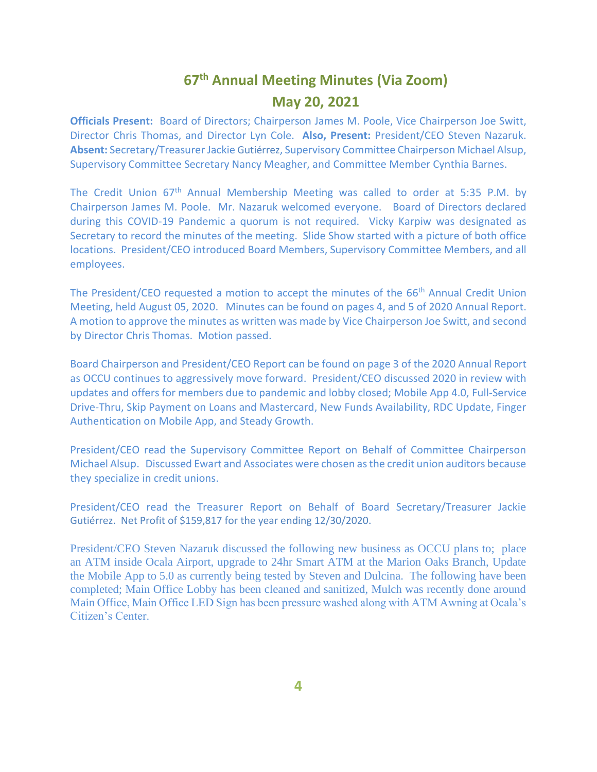# 67th Annual Meeting Minutes (Via Zoom)

## May 20, 2021

**Officials Present:** Board of Directors; Chairperson James M. Poole, Vice Chairperson Joe Switt, Director Chris Thomas, and Director Lyn Cole. **Also, Present:** President/CEO Steven Nazaruk. **Absent:** Secretary/Treasurer Jackie Gutiérrez, Supervisory Committee Chairperson Michael Alsup, Supervisory Committee Secretary Nancy Meagher, and Committee Member Cynthia Barnes.

The Credit Union 67th Annual Membership Meeting was called to order at 5:35 P.M. by Chairperson James M. Poole. Mr. Nazaruk welcomed everyone. Board of Directors declared during this COVID-19 Pandemic a quorum is not required. Vicky Karpiw was designated as Secretary to record the minutes of the meeting. Slide Show started with a picture of both office locations. President/CEO introduced Board Members, Supervisory Committee Members, and all employees.

The President/CEO requested a motion to accept the minutes of the 66th Annual Credit Union Meeting, held August 05, 2020. Minutes can be found on pages 4, and 5 of 2020 Annual Report. A motion to approve the minutes as written was made by Vice Chairperson Joe Switt, and second by Director Chris Thomas. Motion passed.

Board Chairperson and President/CEO Report can be found on page 3 of the 2020 Annual Report as OCCU continues to aggressively move forward. President/CEO discussed 2020 in review with updates and offers for members due to pandemic and lobby closed; Mobile App 4.0, Full-Service Drive-Thru, Skip Payment on Loans and Mastercard, New Funds Availability, RDC Update, Finger Authentication on Mobile App, and Steady Growth.

President/CEO read the Supervisory Committee Report on Behalf of Committee Chairperson Michael Alsup. Discussed Ewart and Associates were chosen as the credit union auditors because they specialize in credit unions.

President/CEO read the Treasurer Report on Behalf of Board Secretary/Treasurer Jackie Gutiérrez. Net Profit of $159,817 for the year ending 12/30/2020.

President/CEO Steven Nazaruk discussed the following new business as OCCU plans to; place an ATM inside Ocala Airport, upgrade to 24hr Smart ATM at the Marion Oaks Branch, Update the Mobile App to 5.0 as currently being tested by Steven and Dulcina. The following have been completed; Main Office Lobby has been cleaned and sanitized, Mulch was recently done around Main Office, Main Office LED Sign has been pressure washed along with ATM Awning at Ocala's Citizen's Center.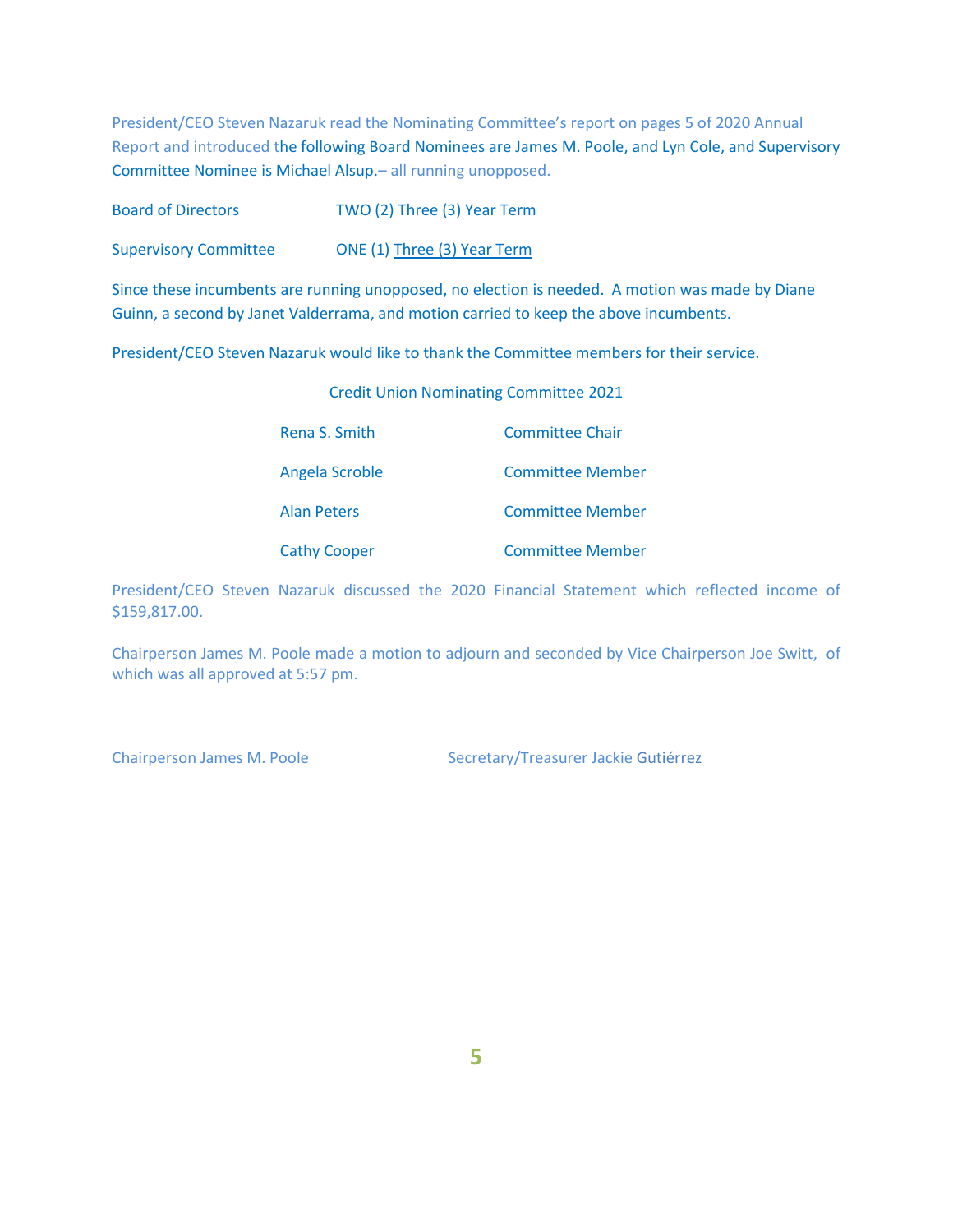President/CEO Steven Nazaruk read the Nominating Committee's report on pages 5 of 2020 Annual Report and introduced the following Board Nominees are James M. Poole, and Lyn Cole, and Supervisory Committee Nominee is Michael Alsup.– all running unopposed.

| | |
|---|---|
| Board of Directors | TWO (2) Three (3) Year Term |
| Supervisory Committee | ONE (1) Three (3) Year Term |

Since these incumbents are running unopposed, no election is needed. A motion was made by Diane Guinn, a second by Janet Valderrama, and motion carried to keep the above incumbents.

President/CEO Steven Nazaruk would like to thank the Committee members for their service.

Credit Union Nominating Committee 2021

| | |
|---|---|
| Rena S. Smith | Committee Chair |
| Angela Scroble | Committee Member |
| Alan Peters | Committee Member |
| Cathy Cooper | Committee Member |

President/CEO Steven Nazaruk discussed the 2020 Financial Statement which reflected income of $159,817.00.

Chairperson James M. Poole made a motion to adjourn and seconded by Vice Chairperson Joe Switt, of which was all approved at 5:57 pm.

Chairperson James M. Poole    Secretary/Treasurer Jackie Gutiérrez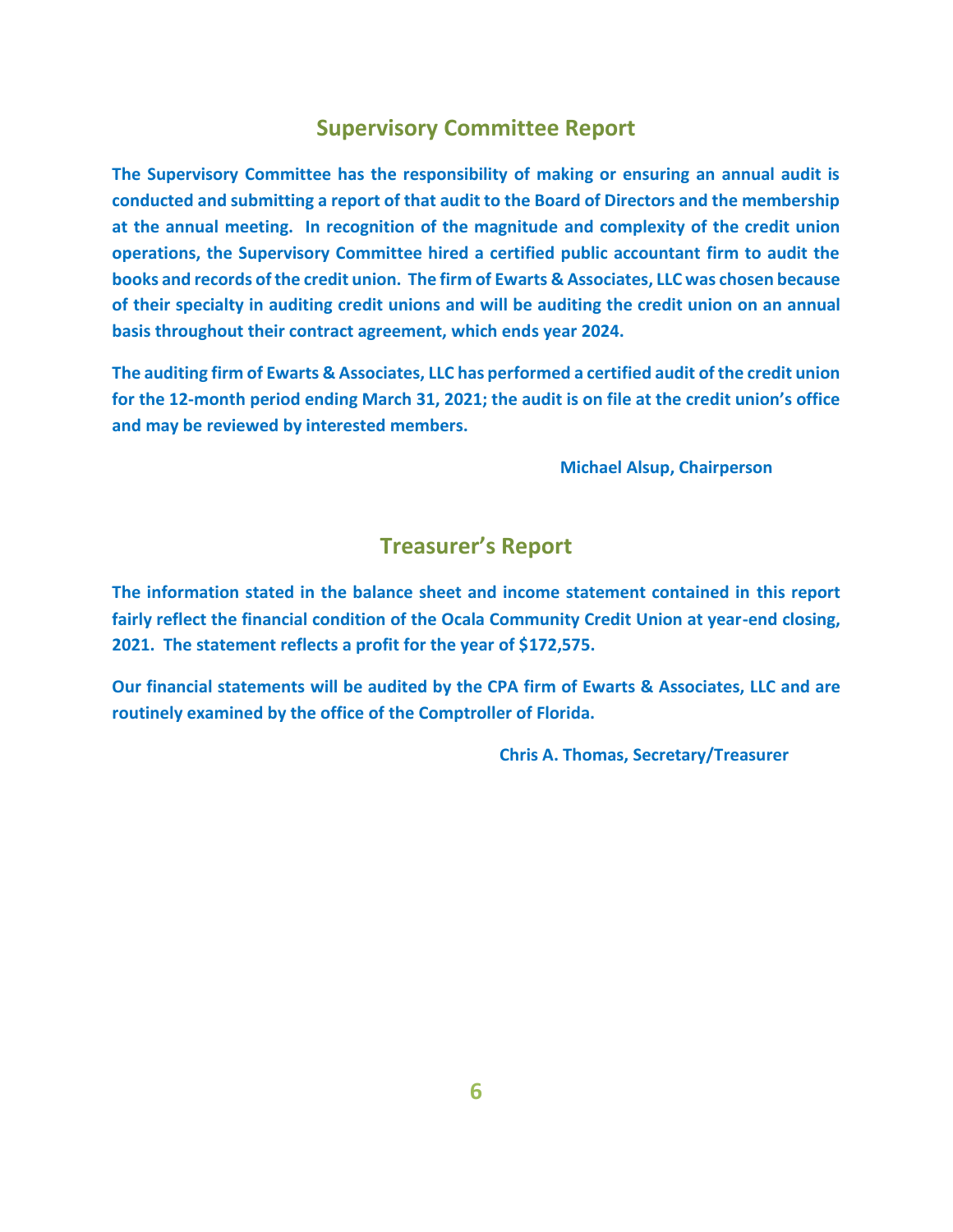## Supervisory Committee Report

**The Supervisory Committee has the responsibility of making or ensuring an annual audit is conducted and submitting a report of that audit to the Board of Directors and the membership at the annual meeting. In recognition of the magnitude and complexity of the credit union operations, the Supervisory Committee hired a certified public accountant firm to audit the books and records of the credit union. The firm of Ewarts & Associates, LLC was chosen because of their specialty in auditing credit unions and will be auditing the credit union on an annual basis throughout their contract agreement, which ends year 2024.**

**The auditing firm of Ewarts & Associates, LLC has performed a certified audit of the credit union for the 12-month period ending March 31, 2021; the audit is on file at the credit union's office and may be reviewed by interested members.**

**Michael Alsup, Chairperson**

## Treasurer's Report

**The information stated in the balance sheet and income statement contained in this report fairly reflect the financial condition of the Ocala Community Credit Union at year-end closing, 2021. The statement reflects a profit for the year of $172,575.**

**Our financial statements will be audited by the CPA firm of Ewarts & Associates, LLC and are routinely examined by the office of the Comptroller of Florida.**

**Chris A. Thomas, Secretary/Treasurer**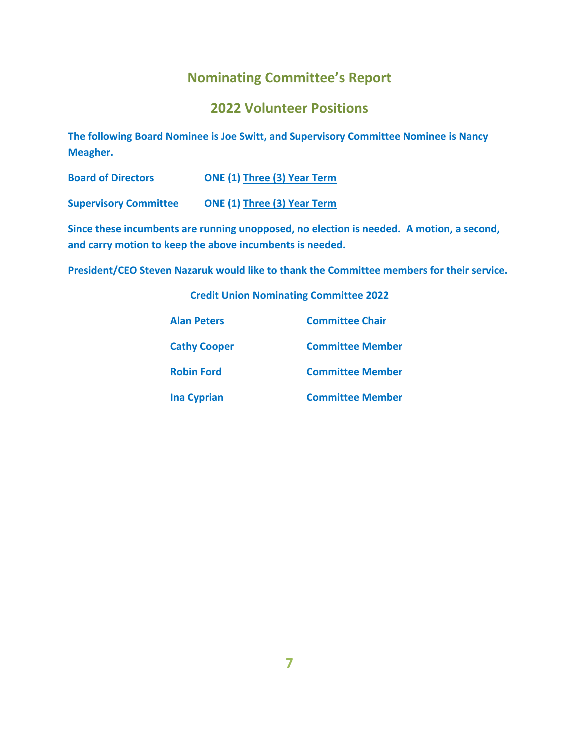## Nominating Committee's Report

## 2022 Volunteer Positions

**The following Board Nominee is Joe Switt, and Supervisory Committee Nominee is Nancy Meagher.**

| | |
|---|---|
| **Board of Directors** | **ONE (1) Three (3) Year Term** |
| **Supervisory Committee** | **ONE (1) Three (3) Year Term** |

**Since these incumbents are running unopposed, no election is needed. A motion, a second, and carry motion to keep the above incumbents is needed.**

**President/CEO Steven Nazaruk would like to thank the Committee members for their service.**

**Credit Union Nominating Committee 2022**

| | |
|---|---|
| **Alan Peters** | **Committee Chair** |
| **Cathy Cooper** | **Committee Member** |
| **Robin Ford** | **Committee Member** |
| **Ina Cyprian** | **Committee Member** |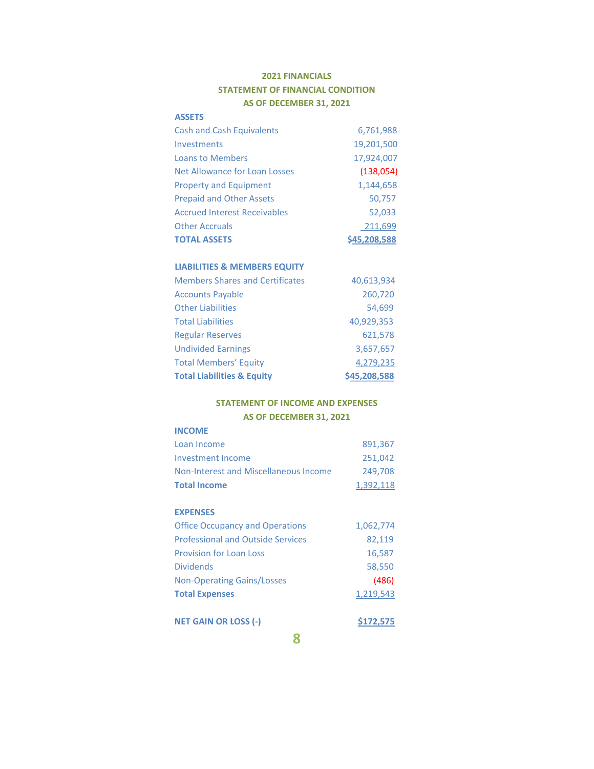# 2021 FINANCIALS

## STATEMENT OF FINANCIAL CONDITION
## AS OF DECEMBER 31, 2021

| **ASSETS** | |
|---|---|
| Cash and Cash Equivalents | 6,761,988 |
| Investments | 19,201,500 |
| Loans to Members | 17,924,007 |
| Net Allowance for Loan Losses | (138,054) |
| Property and Equipment | 1,144,658 |
| Prepaid and Other Assets | 50,757 |
| Accrued Interest Receivables | 52,033 |
| Other Accruals | 211,699 |
| **TOTAL ASSETS** | **$45,208,588** |

| **LIABILITIES & MEMBERS EQUITY** | |
|---|---|
| Members Shares and Certificates | 40,613,934 |
| Accounts Payable | 260,720 |
| Other Liabilities | 54,699 |
| Total Liabilities | 40,929,353 |
| Regular Reserves | 621,578 |
| Undivided Earnings | 3,657,657 |
| Total Members' Equity | 4,279,235 |
| **Total Liabilities & Equity** | **$45,208,588** |

## STATEMENT OF INCOME AND EXPENSES
## AS OF DECEMBER 31, 2021

| **INCOME** | |
|---|---|
| Loan Income | 891,367 |
| Investment Income | 251,042 |
| Non-Interest and Miscellaneous Income | 249,708 |
| **Total Income** | 1,392,118 |

| **EXPENSES** | |
|---|---|
| Office Occupancy and Operations | 1,062,774 |
| Professional and Outside Services | 82,119 |
| Provision for Loan Loss | 16,587 |
| Dividends | 58,550 |
| Non-Operating Gains/Losses | (486) |
| **Total Expenses** | 1,219,543 |
| | |
| **NET GAIN OR LOSS (-)** | **$172,575** |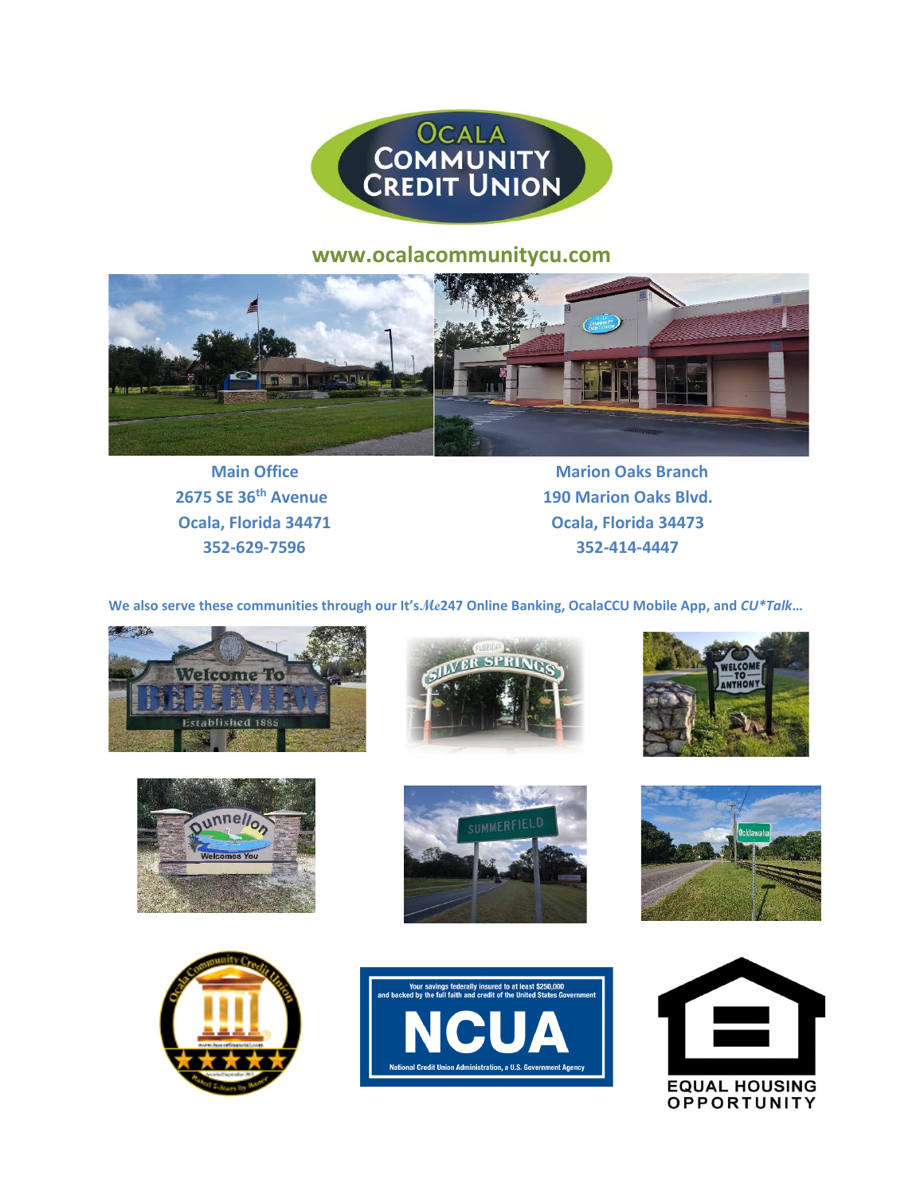**www.ocalacommunitycu.com**

**Main Office**
**2675 SE 36th Avenue**
**Ocala, Florida 34471**
**352-629-7596**

**Marion Oaks Branch**
**190 Marion Oaks Blvd.**
**Ocala, Florida 34473**
**352-414-4447**

**We also serve these communities through our It's*Me*247 Online Banking, OcalaCCU Mobile App, and *CU*Talk*…**